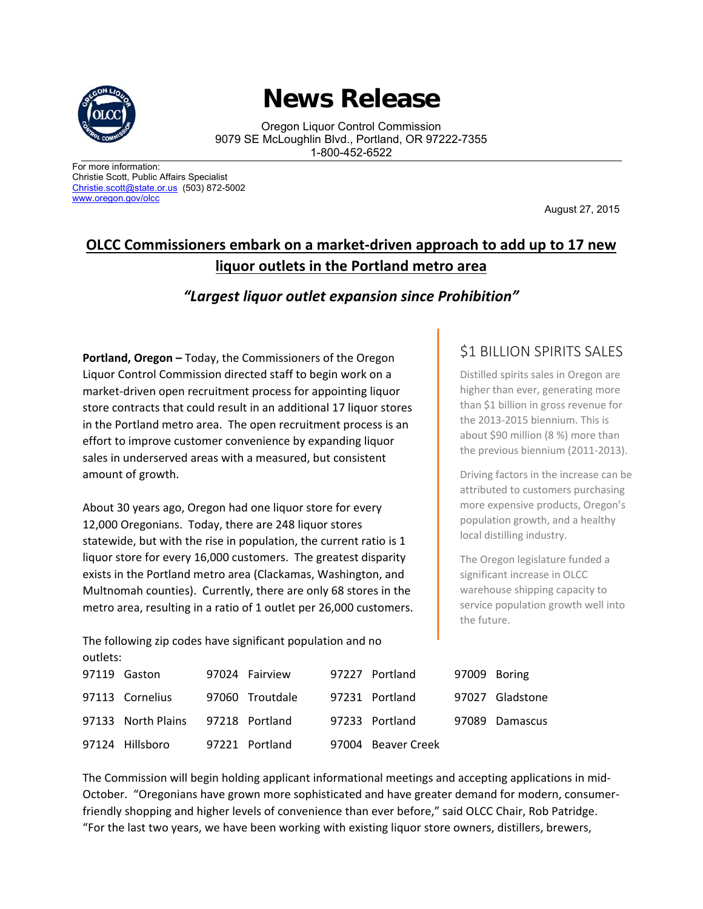#  News Release

Oregon Liquor Control Commission
9079 SE McLoughlin Blvd., Portland, OR 97222-7355
1-800-452-6522

For more information:
Christie Scott, Public Affairs Specialist
Christie.scott@state.or.us (503) 872-5002
www.oregon.gov/olcc

August 27, 2015

## OLCC Commissioners embark on a market-driven approach to add up to 17 new liquor outlets in the Portland metro area

### *"Largest liquor outlet expansion since Prohibition"*

**Portland, Oregon –** Today, the Commissioners of the Oregon Liquor Control Commission directed staff to begin work on a market-driven open recruitment process for appointing liquor store contracts that could result in an additional 17 liquor stores in the Portland metro area. The open recruitment process is an effort to improve customer convenience by expanding liquor sales in underserved areas with a measured, but consistent amount of growth.

About 30 years ago, Oregon had one liquor store for every 12,000 Oregonians. Today, there are 248 liquor stores statewide, but with the rise in population, the current ratio is 1 liquor store for every 16,000 customers. The greatest disparity exists in the Portland metro area (Clackamas, Washington, and Multnomah counties). Currently, there are only 68 stores in the metro area, resulting in a ratio of 1 outlet per 26,000 customers.

### $1 BILLION SPIRITS SALES

Distilled spirits sales in Oregon are higher than ever, generating more than $1 billion in gross revenue for the 2013-2015 biennium. This is about $90 million (8 %) more than the previous biennium (2011-2013).

Driving factors in the increase can be attributed to customers purchasing more expensive products, Oregon's population growth, and a healthy local distilling industry.

The Oregon legislature funded a significant increase in OLCC warehouse shipping capacity to service population growth well into the future.

The following zip codes have significant population and no outlets:

| | | | |
|---|---|---|---|
| 97119 Gaston | 97024 Fairview | 97227 Portland | 97009 Boring |
| 97113 Cornelius | 97060 Troutdale | 97231 Portland | 97027 Gladstone |
| 97133 North Plains | 97218 Portland | 97233 Portland | 97089 Damascus |
| 97124 Hillsboro | 97221 Portland | 97004 Beaver Creek | |

The Commission will begin holding applicant informational meetings and accepting applications in mid-October. "Oregonians have grown more sophisticated and have greater demand for modern, consumer-friendly shopping and higher levels of convenience than ever before," said OLCC Chair, Rob Patridge. "For the last two years, we have been working with existing liquor store owners, distillers, brewers,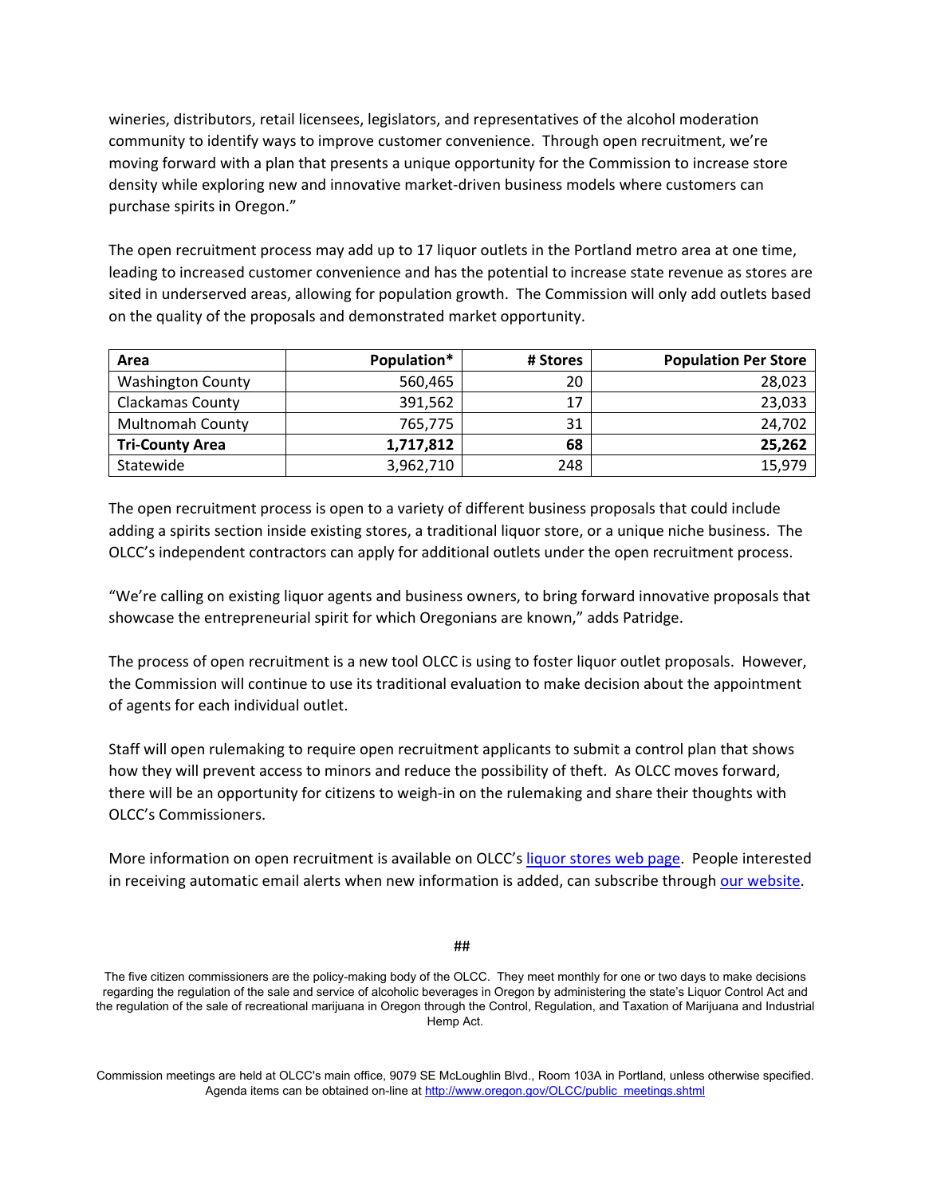wineries, distributors, retail licensees, legislators, and representatives of the alcohol moderation community to identify ways to improve customer convenience. Through open recruitment, we're moving forward with a plan that presents a unique opportunity for the Commission to increase store density while exploring new and innovative market-driven business models where customers can purchase spirits in Oregon."

The open recruitment process may add up to 17 liquor outlets in the Portland metro area at one time, leading to increased customer convenience and has the potential to increase state revenue as stores are sited in underserved areas, allowing for population growth. The Commission will only add outlets based on the quality of the proposals and demonstrated market opportunity.

| Area | Population* | # Stores | Population Per Store |
|---|---:|---:|---:|
| Washington County | 560,465 | 20 | 28,023 |
| Clackamas County | 391,562 | 17 | 23,033 |
| Multnomah County | 765,775 | 31 | 24,702 |
| **Tri-County Area** | **1,717,812** | **68** | **25,262** |
| Statewide | 3,962,710 | 248 | 15,979 |

The open recruitment process is open to a variety of different business proposals that could include adding a spirits section inside existing stores, a traditional liquor store, or a unique niche business. The OLCC's independent contractors can apply for additional outlets under the open recruitment process.

"We're calling on existing liquor agents and business owners, to bring forward innovative proposals that showcase the entrepreneurial spirit for which Oregonians are known," adds Patridge.

The process of open recruitment is a new tool OLCC is using to foster liquor outlet proposals. However, the Commission will continue to use its traditional evaluation to make decision about the appointment of agents for each individual outlet.

Staff will open rulemaking to require open recruitment applicants to submit a control plan that shows how they will prevent access to minors and reduce the possibility of theft. As OLCC moves forward, there will be an opportunity for citizens to weigh-in on the rulemaking and share their thoughts with OLCC's Commissioners.

More information on open recruitment is available on OLCC's liquor stores web page. People interested in receiving automatic email alerts when new information is added, can subscribe through our website.

##

The five citizen commissioners are the policy-making body of the OLCC. They meet monthly for one or two days to make decisions regarding the regulation of the sale and service of alcoholic beverages in Oregon by administering the state's Liquor Control Act and the regulation of the sale of recreational marijuana in Oregon through the Control, Regulation, and Taxation of Marijuana and Industrial Hemp Act.

Commission meetings are held at OLCC's main office, 9079 SE McLoughlin Blvd., Room 103A in Portland, unless otherwise specified. Agenda items can be obtained on-line at http://www.oregon.gov/OLCC/public_meetings.shtml